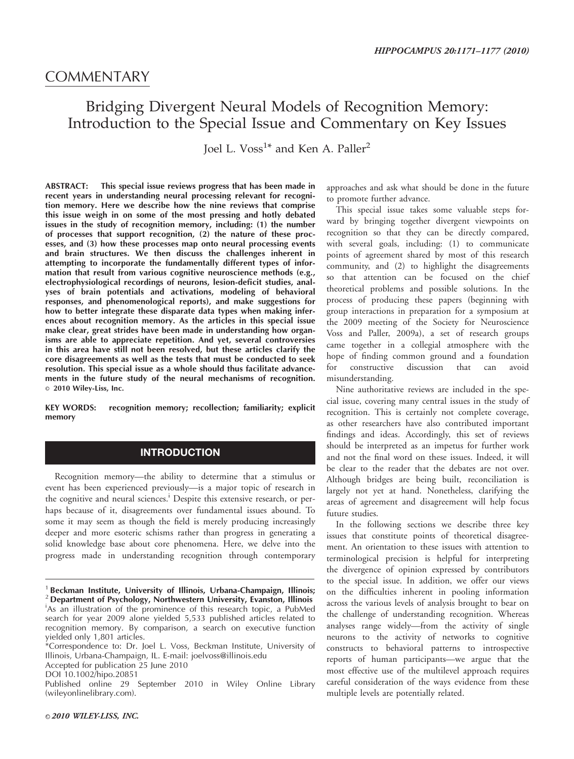## COMMENTARY

# Bridging Divergent Neural Models of Recognition Memory: Introduction to the Special Issue and Commentary on Key Issues

Joel L. Voss[1]* and Ken A. Paller[2]

**ABSTRACT: This special issue reviews progress that has been made in recent years in understanding neural processing relevant for recognition memory. Here we describe how the nine reviews that comprise this issue weigh in on some of the most pressing and hotly debated issues in the study of recognition memory, including: (1) the number of processes that support recognition, (2) the nature of these processes, and (3) how these processes map onto neural processing events and brain structures. We then discuss the challenges inherent in attempting to incorporate the fundamentally different types of information that result from various cognitive neuroscience methods (e.g., electrophysiological recordings of neurons, lesion-deficit studies, analyses of brain potentials and activations, modeling of behavioral responses, and phenomenological reports), and make suggestions for how to better integrate these disparate data types when making inferences about recognition memory. As the articles in this special issue make clear, great strides have been made in understanding how organisms are able to appreciate repetition. And yet, several controversies in this area have still not been resolved, but these articles clarify the core disagreements as well as the tests that must be conducted to seek resolution. This special issue as a whole should thus facilitate advancements in the future study of the neural mechanisms of recognition. © 2010 Wiley-Liss, Inc.**

**KEY WORDS:** recognition memory; recollection; familiarity; explicit memory

## INTRODUCTION

Recognition memory—the ability to determine that a stimulus or event has been experienced previously—is a major topic of research in the cognitive and neural sciences.[i] Despite this extensive research, or perhaps because of it, disagreements over fundamental issues abound. To some it may seem as though the field is merely producing increasingly deeper and more esoteric schisms rather than progress in generating a solid knowledge base about core phenomena. Here, we delve into the progress made in understanding recognition through contemporary approaches and ask what should be done in the future to promote further advance.

This special issue takes some valuable steps forward by bringing together divergent viewpoints on recognition so that they can be directly compared, with several goals, including: (1) to communicate points of agreement shared by most of this research community, and (2) to highlight the disagreements so that attention can be focused on the chief theoretical problems and possible solutions. In the process of producing these papers (beginning with group interactions in preparation for a symposium at the 2009 meeting of the Society for Neuroscience Voss and Paller, 2009a), a set of research groups came together in a collegial atmosphere with the hope of finding common ground and a foundation for constructive discussion that can avoid misunderstanding.

Nine authoritative reviews are included in the special issue, covering many central issues in the study of recognition. This is certainly not complete coverage, as other researchers have also contributed important findings and ideas. Accordingly, this set of reviews should be interpreted as an impetus for further work and not the final word on these issues. Indeed, it will be clear to the reader that the debates are not over. Although bridges are being built, reconciliation is largely not yet at hand. Nonetheless, clarifying the areas of agreement and disagreement will help focus future studies.

In the following sections we describe three key issues that constitute points of theoretical disagreement. An orientation to these issues with attention to terminological precision is helpful for interpreting the divergence of opinion expressed by contributors to the special issue. In addition, we offer our views on the difficulties inherent in pooling information across the various levels of analysis brought to bear on the challenge of understanding recognition. Whereas analyses range widely—from the activity of single neurons to the activity of networks to cognitive constructs to behavioral patterns to introspective reports of human participants—we argue that the most effective use of the multilevel approach requires careful consideration of the ways evidence from these multiple levels are potentially related.

---

[1] **Beckman Institute, University of Illinois, Urbana-Champaign, Illinois;** [2] **Department of Psychology, Northwestern University, Evanston, Illinois**

[i] As an illustration of the prominence of this research topic, a PubMed search for year 2009 alone yielded 5,533 published articles related to recognition memory. By comparison, a search on executive function yielded only 1,801 articles.

*Correspondence to: Dr. Joel L. Voss, Beckman Institute, University of Illinois, Urbana-Champaign, IL. E-mail: joelvoss@illinois.edu

Accepted for publication 25 June 2010

DOI 10.1002/hipo.20851

Published online 29 September 2010 in Wiley Online Library (wileyonlinelibrary.com).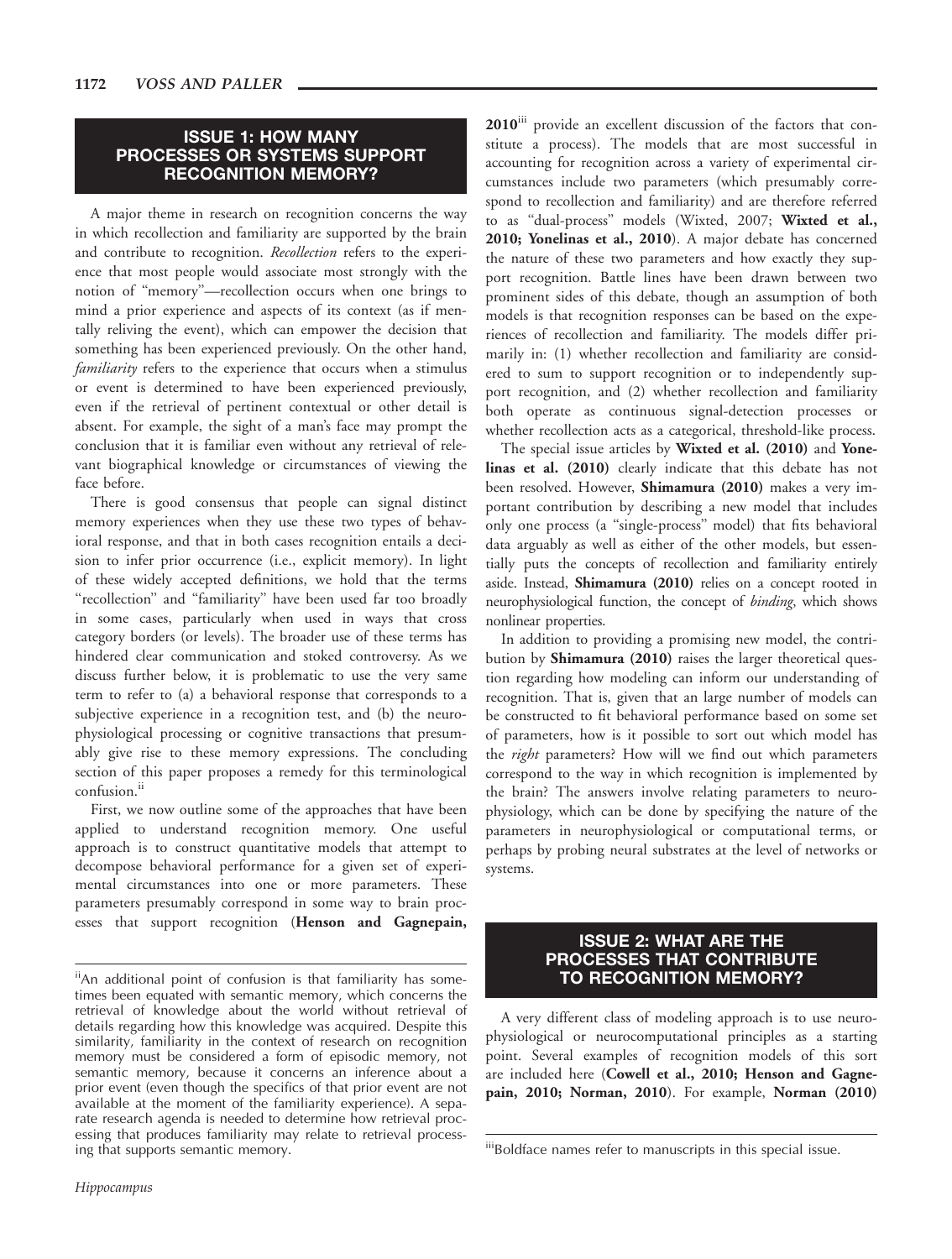## ISSUE 1: HOW MANY PROCESSES OR SYSTEMS SUPPORT RECOGNITION MEMORY?

A major theme in research on recognition concerns the way in which recollection and familiarity are supported by the brain and contribute to recognition. *Recollection* refers to the experience that most people would associate most strongly with the notion of "memory"—recollection occurs when one brings to mind a prior experience and aspects of its context (as if mentally reliving the event), which can empower the decision that something has been experienced previously. On the other hand, *familiarity* refers to the experience that occurs when a stimulus or event is determined to have been experienced previously, even if the retrieval of pertinent contextual or other detail is absent. For example, the sight of a man's face may prompt the conclusion that it is familiar even without any retrieval of relevant biographical knowledge or circumstances of viewing the face before.

There is good consensus that people can signal distinct memory experiences when they use these two types of behavioral response, and that in both cases recognition entails a decision to infer prior occurrence (i.e., explicit memory). In light of these widely accepted definitions, we hold that the terms "recollection" and "familiarity" have been used far too broadly in some cases, particularly when used in ways that cross category borders (or levels). The broader use of these terms has hindered clear communication and stoked controversy. As we discuss further below, it is problematic to use the very same term to refer to (a) a behavioral response that corresponds to a subjective experience in a recognition test, and (b) the neurophysiological processing or cognitive transactions that presumably give rise to these memory expressions. The concluding section of this paper proposes a remedy for this terminological confusion.[ii]

First, we now outline some of the approaches that have been applied to understand recognition memory. One useful approach is to construct quantitative models that attempt to decompose behavioral performance for a given set of experimental circumstances into one or more parameters. These parameters presumably correspond in some way to brain processes that support recognition (**Henson and Gagnepain, 2010**[iii] provide an excellent discussion of the factors that constitute a process). The models that are most successful in accounting for recognition across a variety of experimental circumstances include two parameters (which presumably correspond to recollection and familiarity) and are therefore referred to as "dual-process" models (Wixted, 2007; **Wixted et al., 2010; Yonelinas et al., 2010**). A major debate has concerned the nature of these two parameters and how exactly they support recognition. Battle lines have been drawn between two prominent sides of this debate, though an assumption of both models is that recognition responses can be based on the experiences of recollection and familiarity. The models differ primarily in: (1) whether recollection and familiarity are considered to sum to support recognition or to independently support recognition, and (2) whether recollection and familiarity both operate as continuous signal-detection processes or whether recollection acts as a categorical, threshold-like process.

The special issue articles by **Wixted et al. (2010)** and **Yonelinas et al. (2010)** clearly indicate that this debate has not been resolved. However, **Shimamura (2010)** makes a very important contribution by describing a new model that includes only one process (a "single-process" model) that fits behavioral data arguably as well as either of the other models, but essentially puts the concepts of recollection and familiarity entirely aside. Instead, **Shimamura (2010)** relies on a concept rooted in neurophysiological function, the concept of *binding*, which shows nonlinear properties.

In addition to providing a promising new model, the contribution by **Shimamura (2010)** raises the larger theoretical question regarding how modeling can inform our understanding of recognition. That is, given that an large number of models can be constructed to fit behavioral performance based on some set of parameters, how is it possible to sort out which model has the *right* parameters? How will we find out which parameters correspond to the way in which recognition is implemented by the brain? The answers involve relating parameters to neurophysiology, which can be done by specifying the nature of the parameters in neurophysiological or computational terms, or perhaps by probing neural substrates at the level of networks or systems.

## ISSUE 2: WHAT ARE THE PROCESSES THAT CONTRIBUTE TO RECOGNITION MEMORY?

A very different class of modeling approach is to use neurophysiological or neurocomputational principles as a starting point. Several examples of recognition models of this sort are included here (**Cowell et al., 2010; Henson and Gagnepain, 2010; Norman, 2010**). For example, **Norman (2010)**

[ii]An additional point of confusion is that familiarity has sometimes been equated with semantic memory, which concerns the retrieval of knowledge about the world without retrieval of details regarding how this knowledge was acquired. Despite this similarity, familiarity in the context of research on recognition memory must be considered a form of episodic memory, not semantic memory, because it concerns an inference about a prior event (even though the specifics of that prior event are not available at the moment of the familiarity experience). A separate research agenda is needed to determine how retrieval processing that produces familiarity may relate to retrieval processing that supports semantic memory.

[iii]Boldface names refer to manuscripts in this special issue.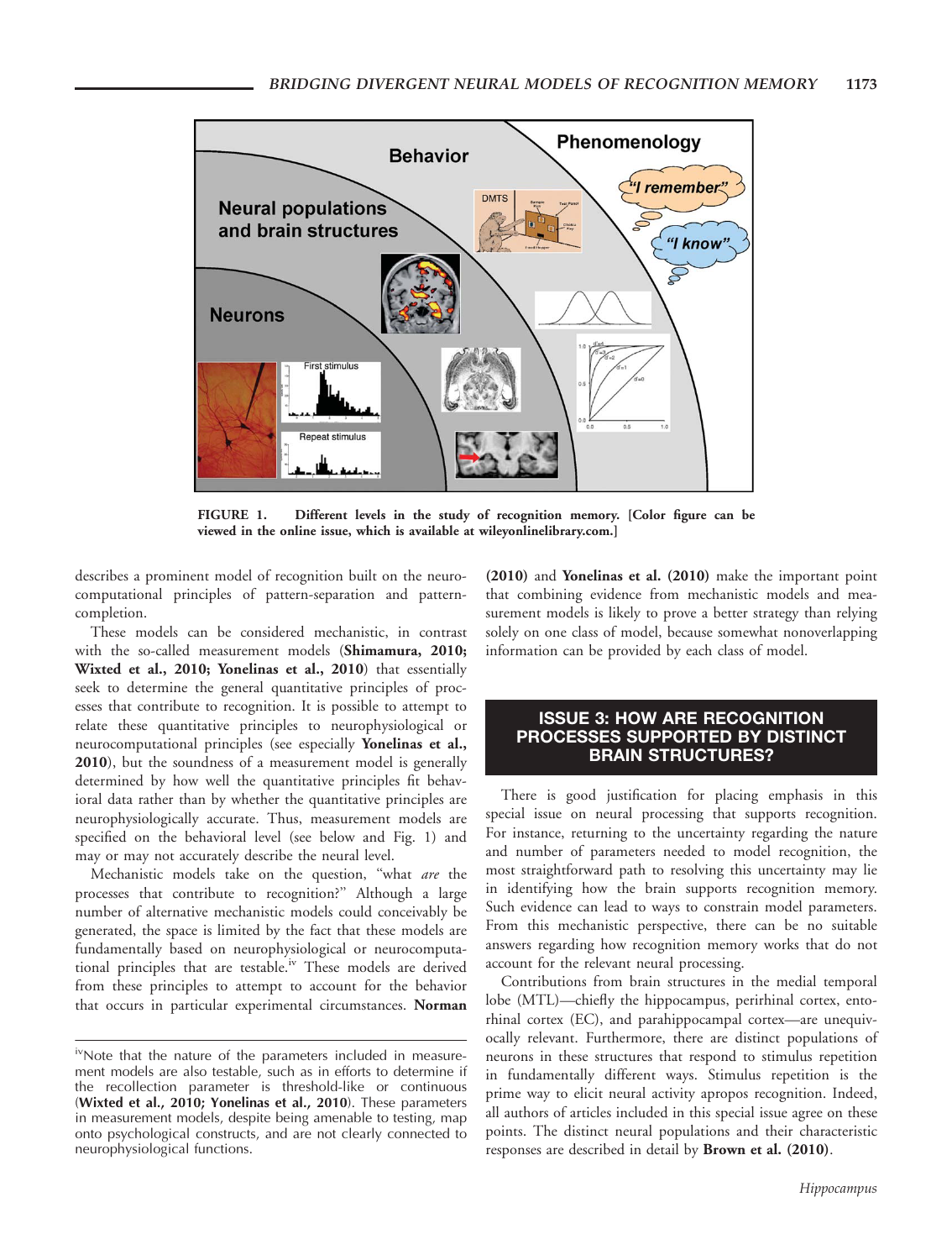FIGURE 1. Different levels in the study of recognition memory. [Color figure can be viewed in the online issue, which is available at wileyonlinelibrary.com.]

describes a prominent model of recognition built on the neurocomputational principles of pattern-separation and pattern-completion.

These models can be considered mechanistic, in contrast with the so-called measurement models (**Shimamura, 2010; Wixted et al., 2010; Yonelinas et al., 2010**) that essentially seek to determine the general quantitative principles of processes that contribute to recognition. It is possible to attempt to relate these quantitative principles to neurophysiological or neurocomputational principles (see especially **Yonelinas et al., 2010**), but the soundness of a measurement model is generally determined by how well the quantitative principles fit behavioral data rather than by whether the quantitative principles are neurophysiologically accurate. Thus, measurement models are specified on the behavioral level (see below and Fig. 1) and may or may not accurately describe the neural level.

Mechanistic models take on the question, "what *are* the processes that contribute to recognition?" Although a large number of alternative mechanistic models could conceivably be generated, the space is limited by the fact that these models are fundamentally based on neurophysiological or neurocomputational principles that are testable.[iv] These models are derived from these principles to attempt to account for the behavior that occurs in particular experimental circumstances. **Norman (2010)** and **Yonelinas et al. (2010)** make the important point that combining evidence from mechanistic models and measurement models is likely to prove a better strategy than relying solely on one class of model, because somewhat nonoverlapping information can be provided by each class of model.

## ISSUE 3: HOW ARE RECOGNITION PROCESSES SUPPORTED BY DISTINCT BRAIN STRUCTURES?

There is good justification for placing emphasis in this special issue on neural processing that supports recognition. For instance, returning to the uncertainty regarding the nature and number of parameters needed to model recognition, the most straightforward path to resolving this uncertainty may lie in identifying how the brain supports recognition memory. Such evidence can lead to ways to constrain model parameters. From this mechanistic perspective, there can be no suitable answers regarding how recognition memory works that do not account for the relevant neural processing.

Contributions from brain structures in the medial temporal lobe (MTL)—chiefly the hippocampus, perirhinal cortex, entorhinal cortex (EC), and parahippocampal cortex—are unequivocally relevant. Furthermore, there are distinct populations of neurons in these structures that respond to stimulus repetition in fundamentally different ways. Stimulus repetition is the prime way to elicit neural activity apropos recognition. Indeed, all authors of articles included in this special issue agree on these points. The distinct neural populations and their characteristic responses are described in detail by **Brown et al. (2010)**.

---

[iv] Note that the nature of the parameters included in measurement models are also testable, such as in efforts to determine if the recollection parameter is threshold-like or continuous (**Wixted et al., 2010; Yonelinas et al., 2010**). These parameters in measurement models, despite being amenable to testing, map onto psychological constructs, and are not clearly connected to neurophysiological functions.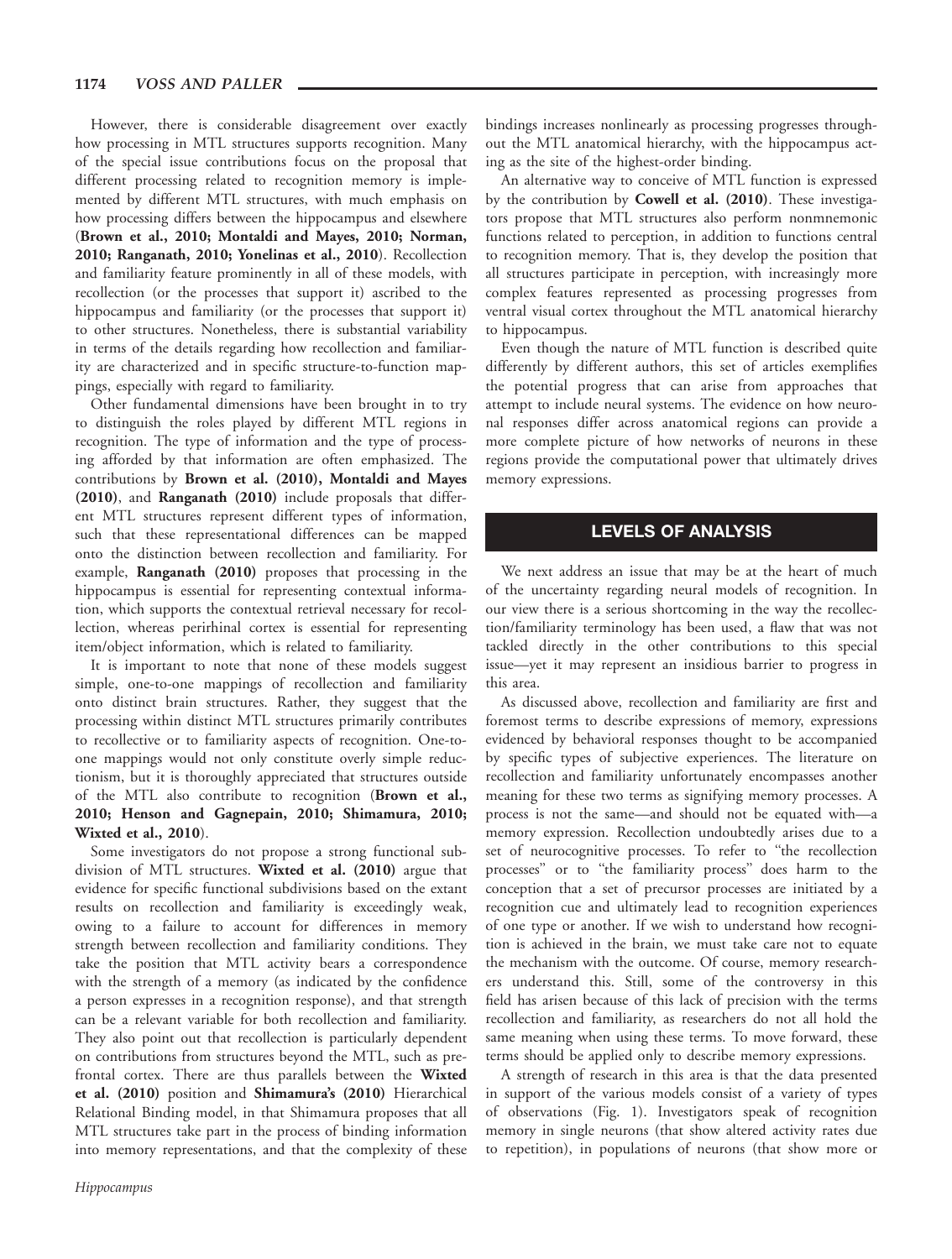However, there is considerable disagreement over exactly how processing in MTL structures supports recognition. Many of the special issue contributions focus on the proposal that different processing related to recognition memory is implemented by different MTL structures, with much emphasis on how processing differs between the hippocampus and elsewhere (**Brown et al., 2010; Montaldi and Mayes, 2010; Norman, 2010; Ranganath, 2010; Yonelinas et al., 2010**). Recollection and familiarity feature prominently in all of these models, with recollection (or the processes that support it) ascribed to the hippocampus and familiarity (or the processes that support it) to other structures. Nonetheless, there is substantial variability in terms of the details regarding how recollection and familiarity are characterized and in specific structure-to-function mappings, especially with regard to familiarity.

Other fundamental dimensions have been brought in to try to distinguish the roles played by different MTL regions in recognition. The type of information and the type of processing afforded by that information are often emphasized. The contributions by **Brown et al. (2010), Montaldi and Mayes (2010)**, and **Ranganath (2010)** include proposals that different MTL structures represent different types of information, such that these representational differences can be mapped onto the distinction between recollection and familiarity. For example, **Ranganath (2010)** proposes that processing in the hippocampus is essential for representing contextual information, which supports the contextual retrieval necessary for recollection, whereas perirhinal cortex is essential for representing item/object information, which is related to familiarity.

It is important to note that none of these models suggest simple, one-to-one mappings of recollection and familiarity onto distinct brain structures. Rather, they suggest that the processing within distinct MTL structures primarily contributes to recollective or to familiarity aspects of recognition. One-to-one mappings would not only constitute overly simple reductionism, but it is thoroughly appreciated that structures outside of the MTL also contribute to recognition (**Brown et al., 2010; Henson and Gagnepain, 2010; Shimamura, 2010; Wixted et al., 2010**).

Some investigators do not propose a strong functional subdivision of MTL structures. **Wixted et al. (2010)** argue that evidence for specific functional subdivisions based on the extant results on recollection and familiarity is exceedingly weak, owing to a failure to account for differences in memory strength between recollection and familiarity conditions. They take the position that MTL activity bears a correspondence with the strength of a memory (as indicated by the confidence a person expresses in a recognition response), and that strength can be a relevant variable for both recollection and familiarity. They also point out that recollection is particularly dependent on contributions from structures beyond the MTL, such as prefrontal cortex. There are thus parallels between the **Wixted et al. (2010)** position and **Shimamura's (2010)** Hierarchical Relational Binding model, in that Shimamura proposes that all MTL structures take part in the process of binding information into memory representations, and that the complexity of these bindings increases nonlinearly as processing progresses throughout the MTL anatomical hierarchy, with the hippocampus acting as the site of the highest-order binding.

An alternative way to conceive of MTL function is expressed by the contribution by **Cowell et al. (2010)**. These investigators propose that MTL structures also perform nonmnemonic functions related to perception, in addition to functions central to recognition memory. That is, they develop the position that all structures participate in perception, with increasingly more complex features represented as processing progresses from ventral visual cortex throughout the MTL anatomical hierarchy to hippocampus.

Even though the nature of MTL function is described quite differently by different authors, this set of articles exemplifies the potential progress that can arise from approaches that attempt to include neural systems. The evidence on how neuronal responses differ across anatomical regions can provide a more complete picture of how networks of neurons in these regions provide the computational power that ultimately drives memory expressions.

## LEVELS OF ANALYSIS

We next address an issue that may be at the heart of much of the uncertainty regarding neural models of recognition. In our view there is a serious shortcoming in the way the recollection/familiarity terminology has been used, a flaw that was not tackled directly in the other contributions to this special issue—yet it may represent an insidious barrier to progress in this area.

As discussed above, recollection and familiarity are first and foremost terms to describe expressions of memory, expressions evidenced by behavioral responses thought to be accompanied by specific types of subjective experiences. The literature on recollection and familiarity unfortunately encompasses another meaning for these two terms as signifying memory processes. A process is not the same—and should not be equated with—a memory expression. Recollection undoubtedly arises due to a set of neurocognitive processes. To refer to "the recollection processes" or to "the familiarity process" does harm to the conception that a set of precursor processes are initiated by a recognition cue and ultimately lead to recognition experiences of one type or another. If we wish to understand how recognition is achieved in the brain, we must take care not to equate the mechanism with the outcome. Of course, memory researchers understand this. Still, some of the controversy in this field has arisen because of this lack of precision with the terms recollection and familiarity, as researchers do not all hold the same meaning when using these terms. To move forward, these terms should be applied only to describe memory expressions.

A strength of research in this area is that the data presented in support of the various models consist of a variety of types of observations (Fig. 1). Investigators speak of recognition memory in single neurons (that show altered activity rates due to repetition), in populations of neurons (that show more or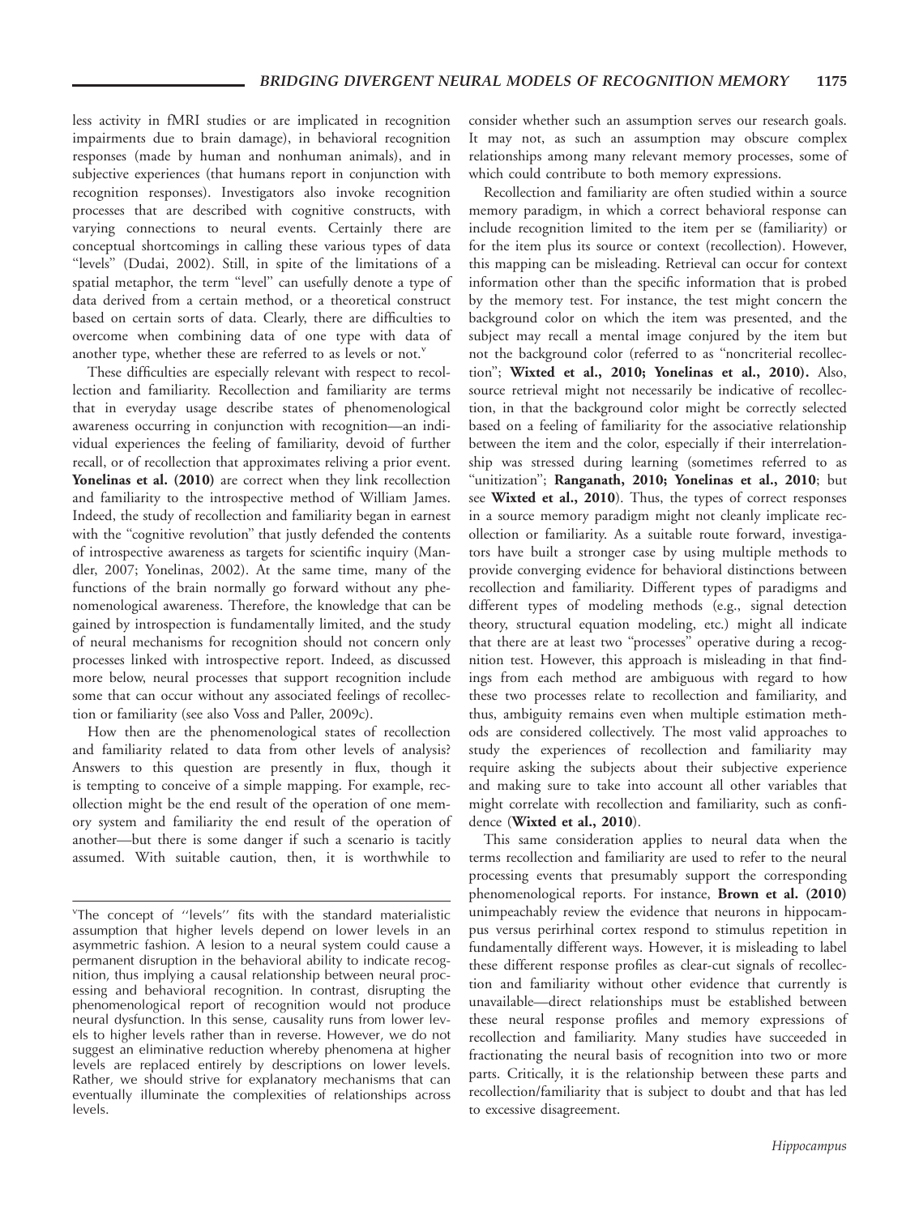less activity in fMRI studies or are implicated in recognition impairments due to brain damage), in behavioral recognition responses (made by human and nonhuman animals), and in subjective experiences (that humans report in conjunction with recognition responses). Investigators also invoke recognition processes that are described with cognitive constructs, with varying connections to neural events. Certainly there are conceptual shortcomings in calling these various types of data "levels" (Dudai, 2002). Still, in spite of the limitations of a spatial metaphor, the term "level" can usefully denote a type of data derived from a certain method, or a theoretical construct based on certain sorts of data. Clearly, there are difficulties to overcome when combining data of one type with data of another type, whether these are referred to as levels or not.[v]

These difficulties are especially relevant with respect to recollection and familiarity. Recollection and familiarity are terms that in everyday usage describe states of phenomenological awareness occurring in conjunction with recognition—an individual experiences the feeling of familiarity, devoid of further recall, or of recollection that approximates reliving a prior event. **Yonelinas et al. (2010)** are correct when they link recollection and familiarity to the introspective method of William James. Indeed, the study of recollection and familiarity began in earnest with the "cognitive revolution" that justly defended the contents of introspective awareness as targets for scientific inquiry (Mandler, 2007; Yonelinas, 2002). At the same time, many of the functions of the brain normally go forward without any phenomenological awareness. Therefore, the knowledge that can be gained by introspection is fundamentally limited, and the study of neural mechanisms for recognition should not concern only processes linked with introspective report. Indeed, as discussed more below, neural processes that support recognition include some that can occur without any associated feelings of recollection or familiarity (see also Voss and Paller, 2009c).

How then are the phenomenological states of recollection and familiarity related to data from other levels of analysis? Answers to this question are presently in flux, though it is tempting to conceive of a simple mapping. For example, recollection might be the end result of the operation of one memory system and familiarity the end result of the operation of another—but there is some danger if such a scenario is tacitly assumed. With suitable caution, then, it is worthwhile to consider whether such an assumption serves our research goals. It may not, as such an assumption may obscure complex relationships among many relevant memory processes, some of which could contribute to both memory expressions.

Recollection and familiarity are often studied within a source memory paradigm, in which a correct behavioral response can include recognition limited to the item per se (familiarity) or for the item plus its source or context (recollection). However, this mapping can be misleading. Retrieval can occur for context information other than the specific information that is probed by the memory test. For instance, the test might concern the background color on which the item was presented, and the subject may recall a mental image conjured by the item but not the background color (referred to as "noncriterial recollection"; **Wixted et al., 2010; Yonelinas et al., 2010).** Also, source retrieval might not necessarily be indicative of recollection, in that the background color might be correctly selected based on a feeling of familiarity for the associative relationship between the item and the color, especially if their interrelationship was stressed during learning (sometimes referred to as "unitization"; **Ranganath, 2010; Yonelinas et al., 2010**; but see **Wixted et al., 2010**). Thus, the types of correct responses in a source memory paradigm might not cleanly implicate recollection or familiarity. As a suitable route forward, investigators have built a stronger case by using multiple methods to provide converging evidence for behavioral distinctions between recollection and familiarity. Different types of paradigms and different types of modeling methods (e.g., signal detection theory, structural equation modeling, etc.) might all indicate that there are at least two "processes" operative during a recognition test. However, this approach is misleading in that findings from each method are ambiguous with regard to how these two processes relate to recollection and familiarity, and thus, ambiguity remains even when multiple estimation methods are considered collectively. The most valid approaches to study the experiences of recollection and familiarity may require asking the subjects about their subjective experience and making sure to take into account all other variables that might correlate with recollection and familiarity, such as confidence (**Wixted et al., 2010**).

This same consideration applies to neural data when the terms recollection and familiarity are used to refer to the neural processing events that presumably support the corresponding phenomenological reports. For instance, **Brown et al. (2010)** unimpeachably review the evidence that neurons in hippocampus versus perirhinal cortex respond to stimulus repetition in fundamentally different ways. However, it is misleading to label these different response profiles as clear-cut signals of recollection and familiarity without other evidence that currently is unavailable—direct relationships must be established between these neural response profiles and memory expressions of recollection and familiarity. Many studies have succeeded in fractionating the neural basis of recognition into two or more parts. Critically, it is the relationship between these parts and recollection/familiarity that is subject to doubt and that has led to excessive disagreement.

---

[v] The concept of "levels" fits with the standard materialistic assumption that higher levels depend on lower levels in an asymmetric fashion. A lesion to a neural system could cause a permanent disruption in the behavioral ability to indicate recognition, thus implying a causal relationship between neural processing and behavioral recognition. In contrast, disrupting the phenomenological report of recognition would not produce neural dysfunction. In this sense, causality runs from lower levels to higher levels rather than in reverse. However, we do not suggest an eliminative reduction whereby phenomena at higher levels are replaced entirely by descriptions on lower levels. Rather, we should strive for explanatory mechanisms that can eventually illuminate the complexities of relationships across levels.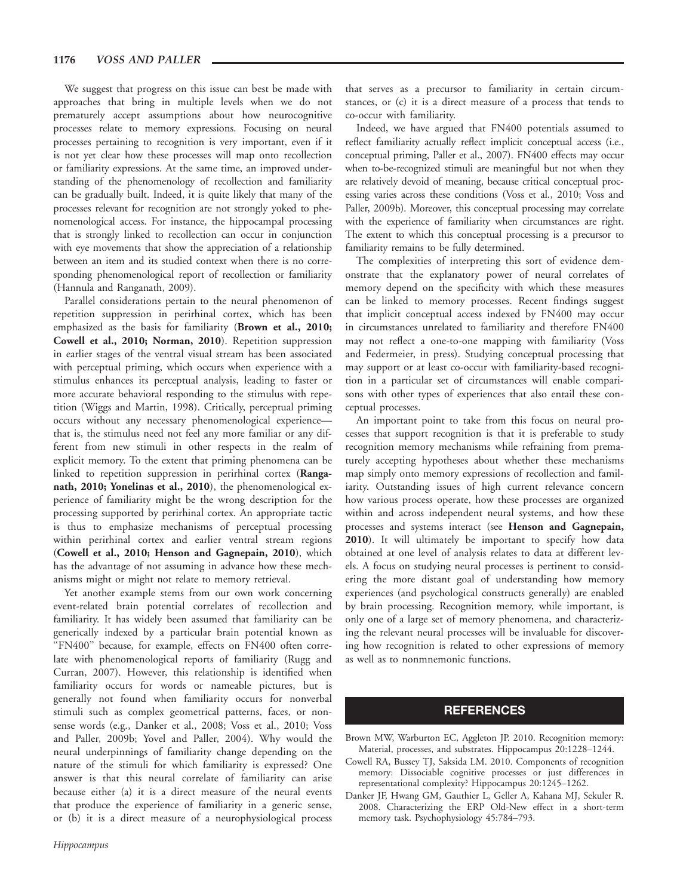We suggest that progress on this issue can best be made with approaches that bring in multiple levels when we do not prematurely accept assumptions about how neurocognitive processes relate to memory expressions. Focusing on neural processes pertaining to recognition is very important, even if it is not yet clear how these processes will map onto recollection or familiarity expressions. At the same time, an improved understanding of the phenomenology of recollection and familiarity can be gradually built. Indeed, it is quite likely that many of the processes relevant for recognition are not strongly yoked to phenomenological access. For instance, the hippocampal processing that is strongly linked to recollection can occur in conjunction with eye movements that show the appreciation of a relationship between an item and its studied context when there is no corresponding phenomenological report of recollection or familiarity (Hannula and Ranganath, 2009).

Parallel considerations pertain to the neural phenomenon of repetition suppression in perirhinal cortex, which has been emphasized as the basis for familiarity (**Brown et al., 2010; Cowell et al., 2010; Norman, 2010**). Repetition suppression in earlier stages of the ventral visual stream has been associated with perceptual priming, which occurs when experience with a stimulus enhances its perceptual analysis, leading to faster or more accurate behavioral responding to the stimulus with repetition (Wiggs and Martin, 1998). Critically, perceptual priming occurs without any necessary phenomenological experience—that is, the stimulus need not feel any more familiar or any different from new stimuli in other respects in the realm of explicit memory. To the extent that priming phenomena can be linked to repetition suppression in perirhinal cortex (**Ranganath, 2010; Yonelinas et al., 2010**), the phenomenological experience of familiarity might be the wrong description for the processing supported by perirhinal cortex. An appropriate tactic is thus to emphasize mechanisms of perceptual processing within perirhinal cortex and earlier ventral stream regions (**Cowell et al., 2010; Henson and Gagnepain, 2010**), which has the advantage of not assuming in advance how these mechanisms might or might not relate to memory retrieval.

Yet another example stems from our own work concerning event-related brain potential correlates of recollection and familiarity. It has widely been assumed that familiarity can be generically indexed by a particular brain potential known as "FN400" because, for example, effects on FN400 often correlate with phenomenological reports of familiarity (Rugg and Curran, 2007). However, this relationship is identified when familiarity occurs for words or nameable pictures, but is generally not found when familiarity occurs for nonverbal stimuli such as complex geometrical patterns, faces, or nonsense words (e.g., Danker et al., 2008; Voss et al., 2010; Voss and Paller, 2009b; Yovel and Paller, 2004). Why would the neural underpinnings of familiarity change depending on the nature of the stimuli for which familiarity is expressed? One answer is that this neural correlate of familiarity can arise because either (a) it is a direct measure of the neural events that produce the experience of familiarity in a generic sense, or (b) it is a direct measure of a neurophysiological process that serves as a precursor to familiarity in certain circumstances, or (c) it is a direct measure of a process that tends to co-occur with familiarity.

Indeed, we have argued that FN400 potentials assumed to reflect familiarity actually reflect implicit conceptual access (i.e., conceptual priming, Paller et al., 2007). FN400 effects may occur when to-be-recognized stimuli are meaningful but not when they are relatively devoid of meaning, because critical conceptual processing varies across these conditions (Voss et al., 2010; Voss and Paller, 2009b). Moreover, this conceptual processing may correlate with the experience of familiarity when circumstances are right. The extent to which this conceptual processing is a precursor to familiarity remains to be fully determined.

The complexities of interpreting this sort of evidence demonstrate that the explanatory power of neural correlates of memory depend on the specificity with which these measures can be linked to memory processes. Recent findings suggest that implicit conceptual access indexed by FN400 may occur in circumstances unrelated to familiarity and therefore FN400 may not reflect a one-to-one mapping with familiarity (Voss and Federmeier, in press). Studying conceptual processing that may support or at least co-occur with familiarity-based recognition in a particular set of circumstances will enable comparisons with other types of experiences that also entail these conceptual processes.

An important point to take from this focus on neural processes that support recognition is that it is preferable to study recognition memory mechanisms while refraining from prematurely accepting hypotheses about whether these mechanisms map simply onto memory expressions of recollection and familiarity. Outstanding issues of high current relevance concern how various process operate, how these processes are organized within and across independent neural systems, and how these processes and systems interact (see **Henson and Gagnepain, 2010**). It will ultimately be important to specify how data obtained at one level of analysis relates to data at different levels. A focus on studying neural processes is pertinent to considering the more distant goal of understanding how memory experiences (and psychological constructs generally) are enabled by brain processing. Recognition memory, while important, is only one of a large set of memory phenomena, and characterizing the relevant neural processes will be invaluable for discovering how recognition is related to other expressions of memory as well as to nonmnemonic functions.

## REFERENCES

Brown MW, Warburton EC, Aggleton JP. 2010. Recognition memory: Material, processes, and substrates. Hippocampus 20:1228–1244.

Cowell RA, Bussey TJ, Saksida LM. 2010. Components of recognition memory: Dissociable cognitive processes or just differences in representational complexity? Hippocampus 20:1245–1262.

Danker JF, Hwang GM, Gauthier L, Geller A, Kahana MJ, Sekuler R. 2008. Characterizing the ERP Old-New effect in a short-term memory task. Psychophysiology 45:784–793.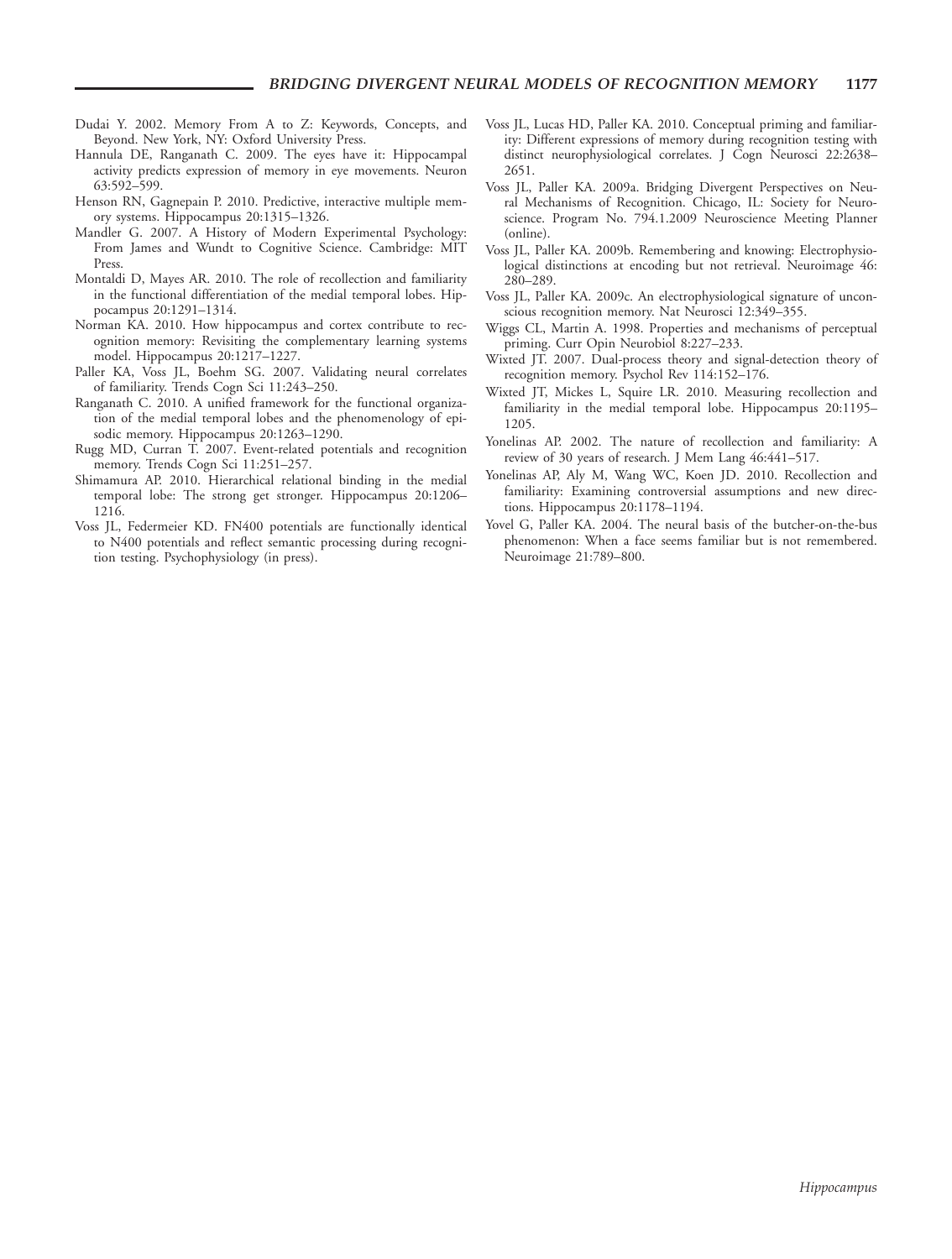Dudai Y. 2002. Memory From A to Z: Keywords, Concepts, and Beyond. New York, NY: Oxford University Press.

Hannula DE, Ranganath C. 2009. The eyes have it: Hippocampal activity predicts expression of memory in eye movements. Neuron 63:592–599.

Henson RN, Gagnepain P. 2010. Predictive, interactive multiple memory systems. Hippocampus 20:1315–1326.

Mandler G. 2007. A History of Modern Experimental Psychology: From James and Wundt to Cognitive Science. Cambridge: MIT Press.

Montaldi D, Mayes AR. 2010. The role of recollection and familiarity in the functional differentiation of the medial temporal lobes. Hippocampus 20:1291–1314.

Norman KA. 2010. How hippocampus and cortex contribute to recognition memory: Revisiting the complementary learning systems model. Hippocampus 20:1217–1227.

Paller KA, Voss JL, Boehm SG. 2007. Validating neural correlates of familiarity. Trends Cogn Sci 11:243–250.

Ranganath C. 2010. A unified framework for the functional organization of the medial temporal lobes and the phenomenology of episodic memory. Hippocampus 20:1263–1290.

Rugg MD, Curran T. 2007. Event-related potentials and recognition memory. Trends Cogn Sci 11:251–257.

Shimamura AP. 2010. Hierarchical relational binding in the medial temporal lobe: The strong get stronger. Hippocampus 20:1206–1216.

Voss JL, Federmeier KD. FN400 potentials are functionally identical to N400 potentials and reflect semantic processing during recognition testing. Psychophysiology (in press).

Voss JL, Lucas HD, Paller KA. 2010. Conceptual priming and familiarity: Different expressions of memory during recognition testing with distinct neurophysiological correlates. J Cogn Neurosci 22:2638–2651.

Voss JL, Paller KA. 2009a. Bridging Divergent Perspectives on Neural Mechanisms of Recognition. Chicago, IL: Society for Neuroscience. Program No. 794.1.2009 Neuroscience Meeting Planner (online).

Voss JL, Paller KA. 2009b. Remembering and knowing: Electrophysiological distinctions at encoding but not retrieval. Neuroimage 46: 280–289.

Voss JL, Paller KA. 2009c. An electrophysiological signature of unconscious recognition memory. Nat Neurosci 12:349–355.

Wiggs CL, Martin A. 1998. Properties and mechanisms of perceptual priming. Curr Opin Neurobiol 8:227–233.

Wixted JT. 2007. Dual-process theory and signal-detection theory of recognition memory. Psychol Rev 114:152–176.

Wixted JT, Mickes L, Squire LR. 2010. Measuring recollection and familiarity in the medial temporal lobe. Hippocampus 20:1195–1205.

Yonelinas AP. 2002. The nature of recollection and familiarity: A review of 30 years of research. J Mem Lang 46:441–517.

Yonelinas AP, Aly M, Wang WC, Koen JD. 2010. Recollection and familiarity: Examining controversial assumptions and new directions. Hippocampus 20:1178–1194.

Yovel G, Paller KA. 2004. The neural basis of the butcher-on-the-bus phenomenon: When a face seems familiar but is not remembered. Neuroimage 21:789–800.